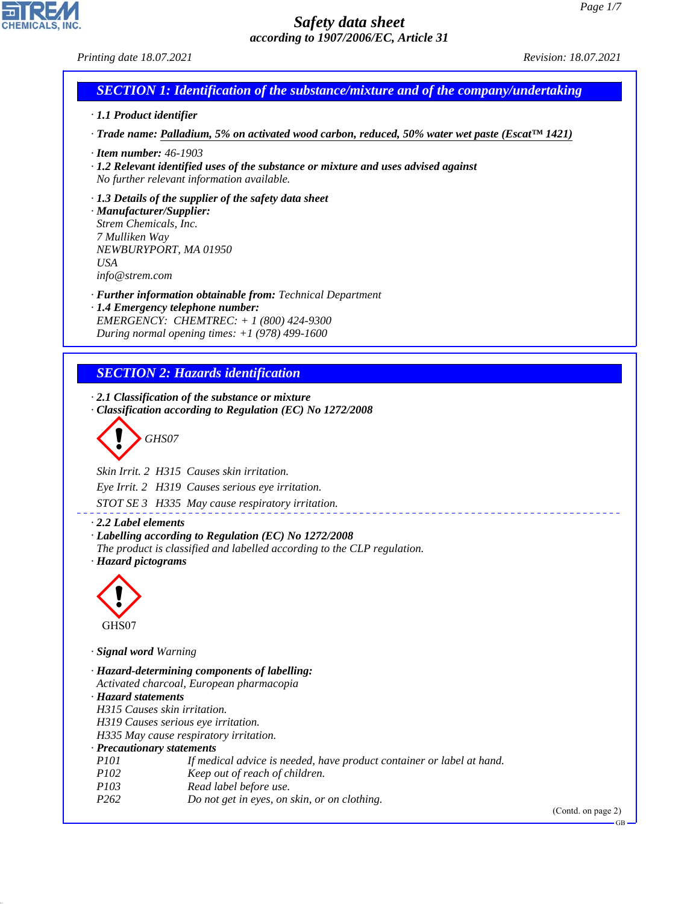# Safety data sheet

*according to 1907/2006/EC, Article 31*

*Printing date 18.07.2021* *Revision: 18.07.2021*

## SECTION 1: Identification of the substance/mixture and of the company/undertaking

· **1.1 Product identifier**

· **Trade name: Palladium, 5% on activated wood carbon, reduced, 50% water wet paste (Escat™ 1421)**

· **Item number:** 46-1903

· **1.2 Relevant identified uses of the substance or mixture and uses advised against**
No further relevant information available.

· **1.3 Details of the supplier of the safety data sheet**

· **Manufacturer/Supplier:**
Strem Chemicals, Inc.
7 Mulliken Way
NEWBURYPORT, MA 01950
USA
info@strem.com

· **Further information obtainable from:** Technical Department

· **1.4 Emergency telephone number:**
EMERGENCY: CHEMTREC: + 1 (800) 424-9300
During normal opening times: +1 (978) 499-1600

## SECTION 2: Hazards identification

· **2.1 Classification of the substance or mixture**

· **Classification according to Regulation (EC) No 1272/2008**

GHS07

Skin Irrit. 2 H315 Causes skin irritation.

Eye Irrit. 2 H319 Causes serious eye irritation.

STOT SE 3 H335 May cause respiratory irritation.

· **2.2 Label elements**

· **Labelling according to Regulation (EC) No 1272/2008**
The product is classified and labelled according to the CLP regulation.

· **Hazard pictograms**

GHS07

· **Signal word** Warning

· **Hazard-determining components of labelling:**
Activated charcoal, European pharmacopia

· **Hazard statements**
H315 Causes skin irritation.
H319 Causes serious eye irritation.
H335 May cause respiratory irritation.

· **Precautionary statements**

| | |
|---|---|
| P101 | If medical advice is needed, have product container or label at hand. |
| P102 | Keep out of reach of children. |
| P103 | Read label before use. |
| P262 | Do not get in eyes, on skin, or on clothing. |

(Contd. on page 2)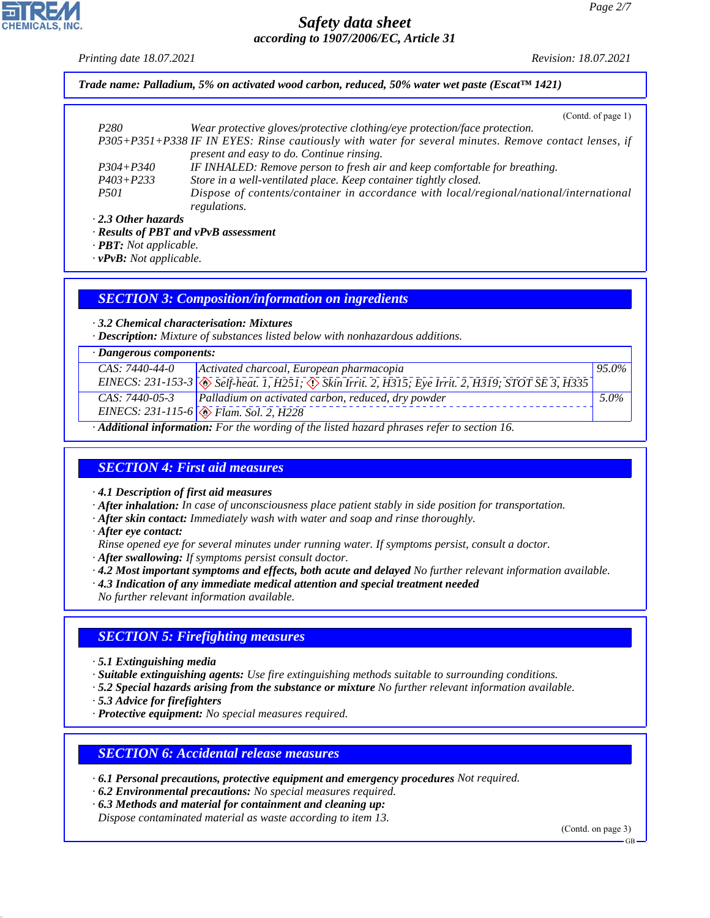Trade name: Palladium, 5% on activated wood carbon, reduced, 50% water wet paste (Escat™ 1421)

(Contd. of page 1)

| | |
|---|---|
| P280 | Wear protective gloves/protective clothing/eye protection/face protection. |
| P305+P351+P338 | IF IN EYES: Rinse cautiously with water for several minutes. Remove contact lenses, if present and easy to do. Continue rinsing. |
| P304+P340 | IF INHALED: Remove person to fresh air and keep comfortable for breathing. |
| P403+P233 | Store in a well-ventilated place. Keep container tightly closed. |
| P501 | Dispose of contents/container in accordance with local/regional/national/international regulations. |

· **2.3 Other hazards**
· **Results of PBT and vPvB assessment**
· **PBT:** Not applicable.
· **vPvB:** Not applicable.

## SECTION 3: Composition/information on ingredients

· **3.2 Chemical characterisation: Mixtures**
· **Description:** Mixture of substances listed below with nonhazardous additions.

· **Dangerous components:**

| | | |
|---|---|---|
| CAS: 7440-44-0<br>EINECS: 231-153-3 | Activated charcoal, European pharmacopia<br>Self-heat. 1, H251; Skin Irrit. 2, H315; Eye Irrit. 2, H319; STOT SE 3, H335 | 95.0% |
| CAS: 7440-05-3<br>EINECS: 231-115-6 | Palladium on activated carbon, reduced, dry powder<br>Flam. Sol. 2, H228 | 5.0% |

· **Additional information:** For the wording of the listed hazard phrases refer to section 16.

## SECTION 4: First aid measures

· **4.1 Description of first aid measures**
· **After inhalation:** In case of unconsciousness place patient stably in side position for transportation.
· **After skin contact:** Immediately wash with water and soap and rinse thoroughly.
· **After eye contact:**
Rinse opened eye for several minutes under running water. If symptoms persist, consult a doctor.
· **After swallowing:** If symptoms persist consult doctor.
· **4.2 Most important symptoms and effects, both acute and delayed** No further relevant information available.
· **4.3 Indication of any immediate medical attention and special treatment needed**
No further relevant information available.

## SECTION 5: Firefighting measures

· **5.1 Extinguishing media**
· **Suitable extinguishing agents:** Use fire extinguishing methods suitable to surrounding conditions.
· **5.2 Special hazards arising from the substance or mixture** No further relevant information available.
· **5.3 Advice for firefighters**
· **Protective equipment:** No special measures required.

## SECTION 6: Accidental release measures

· **6.1 Personal precautions, protective equipment and emergency procedures** Not required.
· **6.2 Environmental precautions:** No special measures required.
· **6.3 Methods and material for containment and cleaning up:**
Dispose contaminated material as waste according to item 13.

(Contd. on page 3)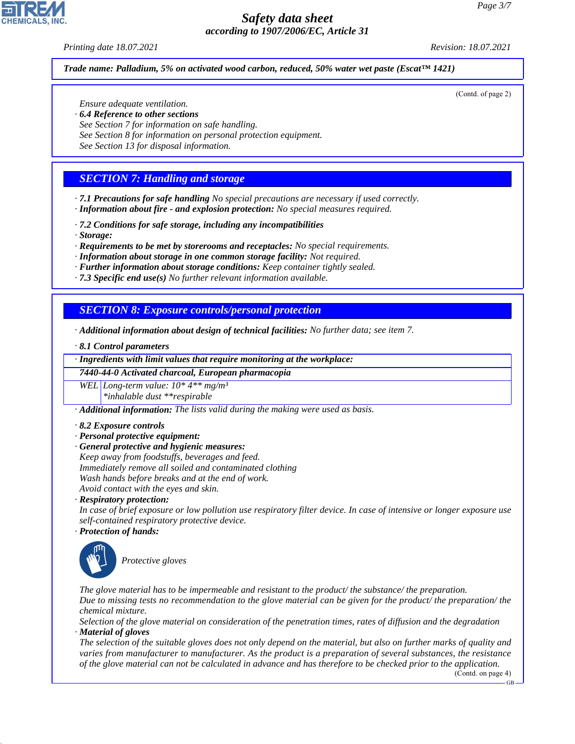**Trade name: Palladium, 5% on activated wood carbon, reduced, 50% water wet paste (Escat™ 1421)**

(Contd. of page 2)

Ensure adequate ventilation.

· **6.4 Reference to other sections**
See Section 7 for information on safe handling.
See Section 8 for information on personal protection equipment.
See Section 13 for disposal information.

## SECTION 7: Handling and storage

· **7.1 Precautions for safe handling** No special precautions are necessary if used correctly.
· **Information about fire - and explosion protection:** No special measures required.

· **7.2 Conditions for safe storage, including any incompatibilities**
· **Storage:**
· **Requirements to be met by storerooms and receptacles:** No special requirements.
· **Information about storage in one common storage facility:** Not required.
· **Further information about storage conditions:** Keep container tightly sealed.
· **7.3 Specific end use(s)** No further relevant information available.

## SECTION 8: Exposure controls/personal protection

· **Additional information about design of technical facilities:** No further data; see item 7.

· **8.1 Control parameters**

| · Ingredients with limit values that require monitoring at the workplace: | |
|---|---|
| **7440-44-0 Activated charcoal, European pharmacopia** | |
| WEL | Long-term value: 10* 4** mg/m³<br>*inhalable dust **respirable |

· **Additional information:** The lists valid during the making were used as basis.

· **8.2 Exposure controls**
· **Personal protective equipment:**
· **General protective and hygienic measures:**
Keep away from foodstuffs, beverages and feed.
Immediately remove all soiled and contaminated clothing
Wash hands before breaks and at the end of work.
Avoid contact with the eyes and skin.
· **Respiratory protection:**
In case of brief exposure or low pollution use respiratory filter device. In case of intensive or longer exposure use self-contained respiratory protective device.
· **Protection of hands:**

Protective gloves

The glove material has to be impermeable and resistant to the product/ the substance/ the preparation.
Due to missing tests no recommendation to the glove material can be given for the product/ the preparation/ the chemical mixture.
Selection of the glove material on consideration of the penetration times, rates of diffusion and the degradation
· **Material of gloves**
The selection of the suitable gloves does not only depend on the material, but also on further marks of quality and varies from manufacturer to manufacturer. As the product is a preparation of several substances, the resistance of the glove material can not be calculated in advance and has therefore to be checked prior to the application.

(Contd. on page 4)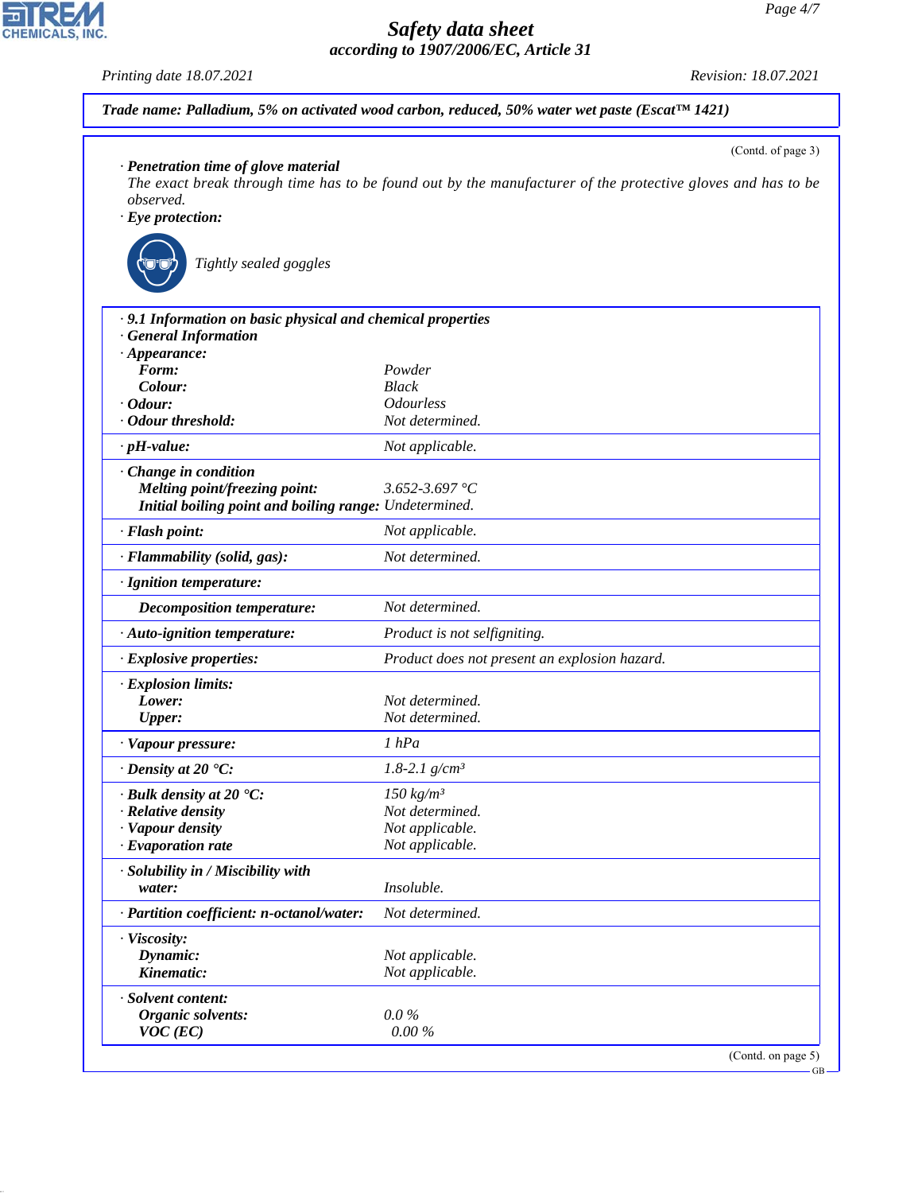**Trade name: Palladium, 5% on activated wood carbon, reduced, 50% water wet paste (Escat™ 1421)**

(Contd. of page 3)

· **Penetration time of glove material**
The exact break through time has to be found out by the manufacturer of the protective gloves and has to be observed.

· **Eye protection:**

Tightly sealed goggles

· **9.1 Information on basic physical and chemical properties**

· **General Information**

| | |
|---|---|
| · **Appearance:** | |
| **Form:** | Powder |
| **Colour:** | Black |
| · **Odour:** | Odourless |
| · **Odour threshold:** | Not determined. |
| · **pH-value:** | Not applicable. |
| · **Change in condition** | |
| **Melting point/freezing point:** | 3.652-3.697 °C |
| **Initial boiling point and boiling range:** | Undetermined. |
| · **Flash point:** | Not applicable. |
| · **Flammability (solid, gas):** | Not determined. |
| · **Ignition temperature:** | |
| **Decomposition temperature:** | Not determined. |
| · **Auto-ignition temperature:** | Product is not selfigniting. |
| · **Explosive properties:** | Product does not present an explosion hazard. |
| · **Explosion limits:** | |
| **Lower:** | Not determined. |
| **Upper:** | Not determined. |
| · **Vapour pressure:** | 1 hPa |
| · **Density at 20 °C:** | 1.8-2.1 g/cm³ |
| · **Bulk density at 20 °C:** | 150 kg/m³ |
| · **Relative density** | Not determined. |
| · **Vapour density** | Not applicable. |
| · **Evaporation rate** | Not applicable. |
| · **Solubility in / Miscibility with** | |
| **water:** | Insoluble. |
| · **Partition coefficient: n-octanol/water:** | Not determined. |
| · **Viscosity:** | |
| **Dynamic:** | Not applicable. |
| **Kinematic:** | Not applicable. |
| · **Solvent content:** | |
| **Organic solvents:** | 0.0 % |
| **VOC (EC)** | 0.00 % |

(Contd. on page 5)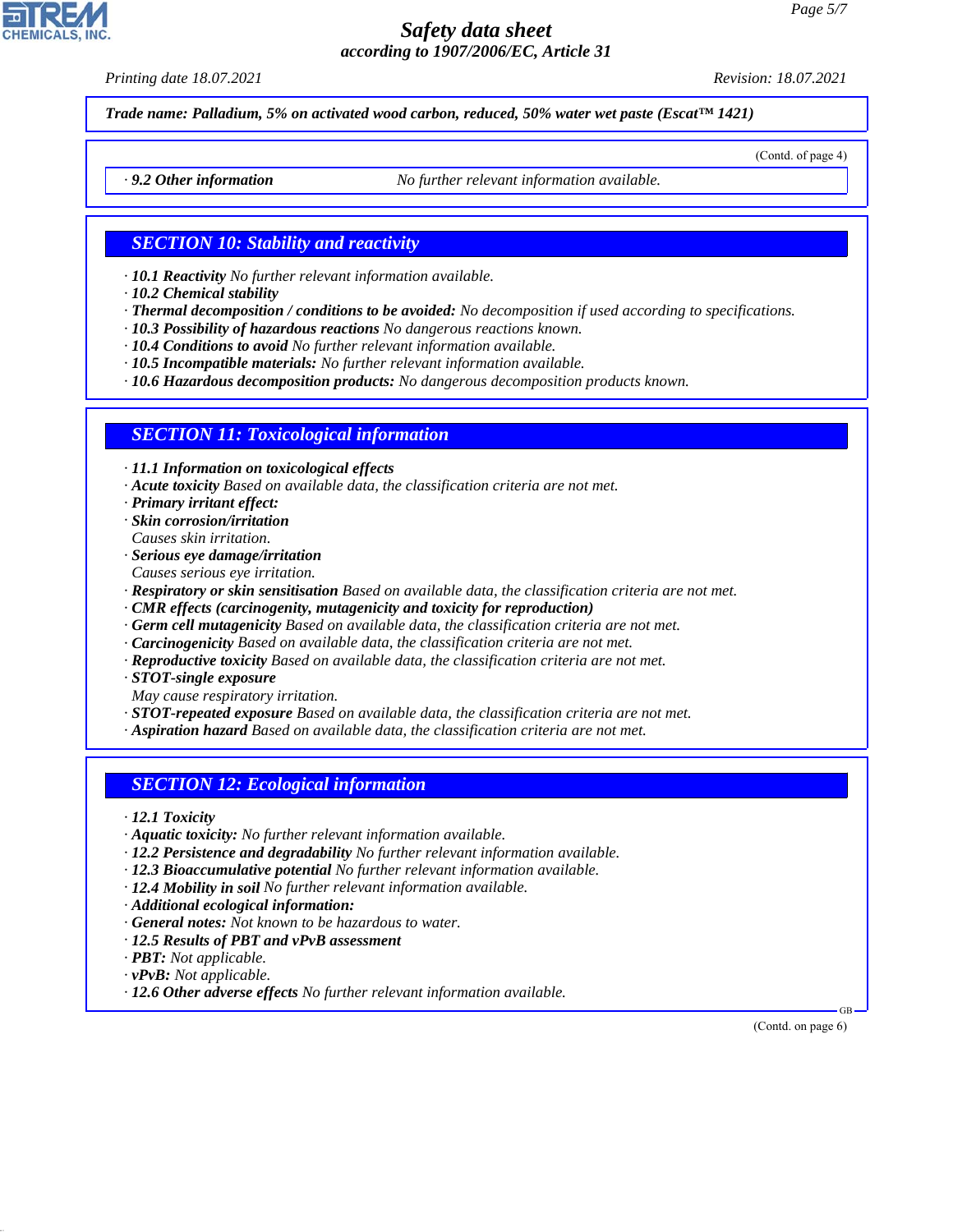**Trade name: Palladium, 5% on activated wood carbon, reduced, 50% water wet paste (Escat™ 1421)**

(Contd. of page 4)

· **9.2 Other information** No further relevant information available.

## SECTION 10: Stability and reactivity

· **10.1 Reactivity** No further relevant information available.
· **10.2 Chemical stability**
· **Thermal decomposition / conditions to be avoided:** No decomposition if used according to specifications.
· **10.3 Possibility of hazardous reactions** No dangerous reactions known.
· **10.4 Conditions to avoid** No further relevant information available.
· **10.5 Incompatible materials:** No further relevant information available.
· **10.6 Hazardous decomposition products:** No dangerous decomposition products known.

## SECTION 11: Toxicological information

· **11.1 Information on toxicological effects**
· **Acute toxicity** Based on available data, the classification criteria are not met.
· **Primary irritant effect:**
· **Skin corrosion/irritation**
Causes skin irritation.
· **Serious eye damage/irritation**
Causes serious eye irritation.
· **Respiratory or skin sensitisation** Based on available data, the classification criteria are not met.
· **CMR effects (carcinogenity, mutagenicity and toxicity for reproduction)**
· **Germ cell mutagenicity** Based on available data, the classification criteria are not met.
· **Carcinogenicity** Based on available data, the classification criteria are not met.
· **Reproductive toxicity** Based on available data, the classification criteria are not met.
· **STOT-single exposure**
May cause respiratory irritation.
· **STOT-repeated exposure** Based on available data, the classification criteria are not met.
· **Aspiration hazard** Based on available data, the classification criteria are not met.

## SECTION 12: Ecological information

· **12.1 Toxicity**
· **Aquatic toxicity:** No further relevant information available.
· **12.2 Persistence and degradability** No further relevant information available.
· **12.3 Bioaccumulative potential** No further relevant information available.
· **12.4 Mobility in soil** No further relevant information available.
· **Additional ecological information:**
· **General notes:** Not known to be hazardous to water.
· **12.5 Results of PBT and vPvB assessment**
· **PBT:** Not applicable.
· **vPvB:** Not applicable.
· **12.6 Other adverse effects** No further relevant information available.

(Contd. on page 6)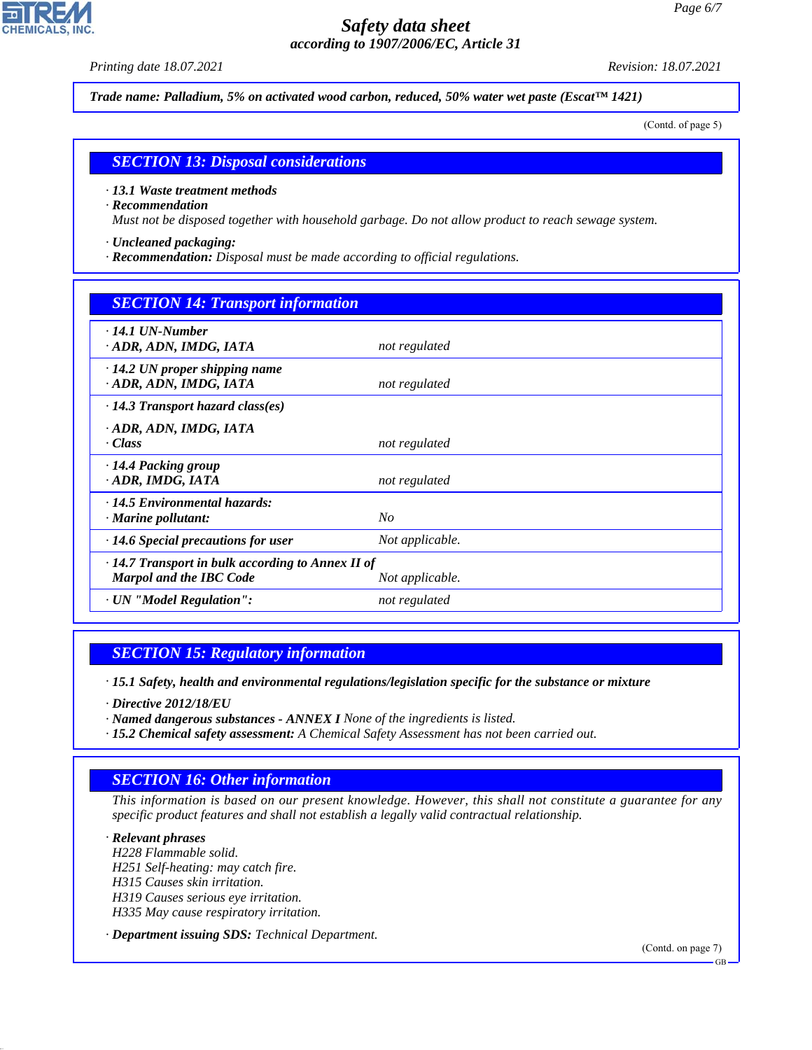Trade name: Palladium, 5% on activated wood carbon, reduced, 50% water wet paste (Escat™ 1421)

(Contd. of page 5)

## SECTION 13: Disposal considerations

· **13.1 Waste treatment methods**
· **Recommendation**
Must not be disposed together with household garbage. Do not allow product to reach sewage system.

· **Uncleaned packaging:**
· **Recommendation:** Disposal must be made according to official regulations.

## SECTION 14: Transport information

| | |
|---|---|
| · **14.1 UN-Number**<br>· **ADR, ADN, IMDG, IATA** | not regulated |
| · **14.2 UN proper shipping name**<br>· **ADR, ADN, IMDG, IATA** | not regulated |
| · **14.3 Transport hazard class(es)**<br>· **ADR, ADN, IMDG, IATA**<br>· **Class** | not regulated |
| · **14.4 Packing group**<br>· **ADR, IMDG, IATA** | not regulated |
| · **14.5 Environmental hazards:**<br>· **Marine pollutant:** | No |
| · **14.6 Special precautions for user** | Not applicable. |
| · **14.7 Transport in bulk according to Annex II of Marpol and the IBC Code** | Not applicable. |
| · **UN "Model Regulation":** | not regulated |

## SECTION 15: Regulatory information

· **15.1 Safety, health and environmental regulations/legislation specific for the substance or mixture**

· **Directive 2012/18/EU**
· **Named dangerous substances - ANNEX I** None of the ingredients is listed.
· **15.2 Chemical safety assessment:** A Chemical Safety Assessment has not been carried out.

## SECTION 16: Other information

This information is based on our present knowledge. However, this shall not constitute a guarantee for any specific product features and shall not establish a legally valid contractual relationship.

· **Relevant phrases**
H228 Flammable solid.
H251 Self-heating: may catch fire.
H315 Causes skin irritation.
H319 Causes serious eye irritation.
H335 May cause respiratory irritation.

· **Department issuing SDS:** Technical Department.

(Contd. on page 7)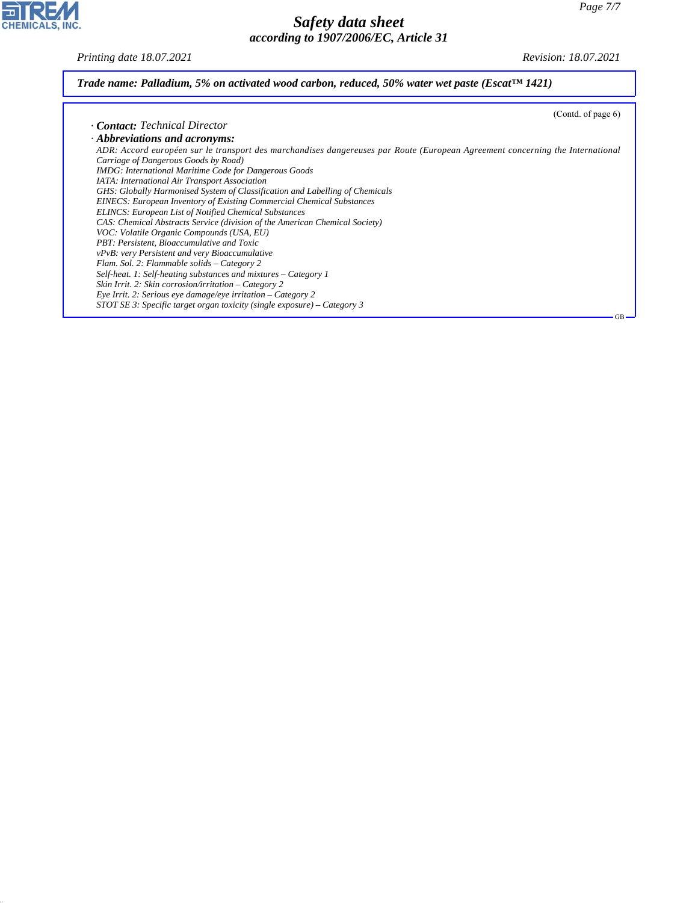**Trade name: Palladium, 5% on activated wood carbon, reduced, 50% water wet paste (Escat™ 1421)**

(Contd. of page 6)

· **Contact:** Technical Director

· **Abbreviations and acronyms:**

ADR: Accord européen sur le transport des marchandises dangereuses par Route (European Agreement concerning the International Carriage of Dangerous Goods by Road)
IMDG: International Maritime Code for Dangerous Goods
IATA: International Air Transport Association
GHS: Globally Harmonised System of Classification and Labelling of Chemicals
EINECS: European Inventory of Existing Commercial Chemical Substances
ELINCS: European List of Notified Chemical Substances
CAS: Chemical Abstracts Service (division of the American Chemical Society)
VOC: Volatile Organic Compounds (USA, EU)
PBT: Persistent, Bioaccumulative and Toxic
vPvB: very Persistent and very Bioaccumulative
Flam. Sol. 2: Flammable solids – Category 2
Self-heat. 1: Self-heating substances and mixtures – Category 1
Skin Irrit. 2: Skin corrosion/irritation – Category 2
Eye Irrit. 2: Serious eye damage/eye irritation – Category 2
STOT SE 3: Specific target organ toxicity (single exposure) – Category 3